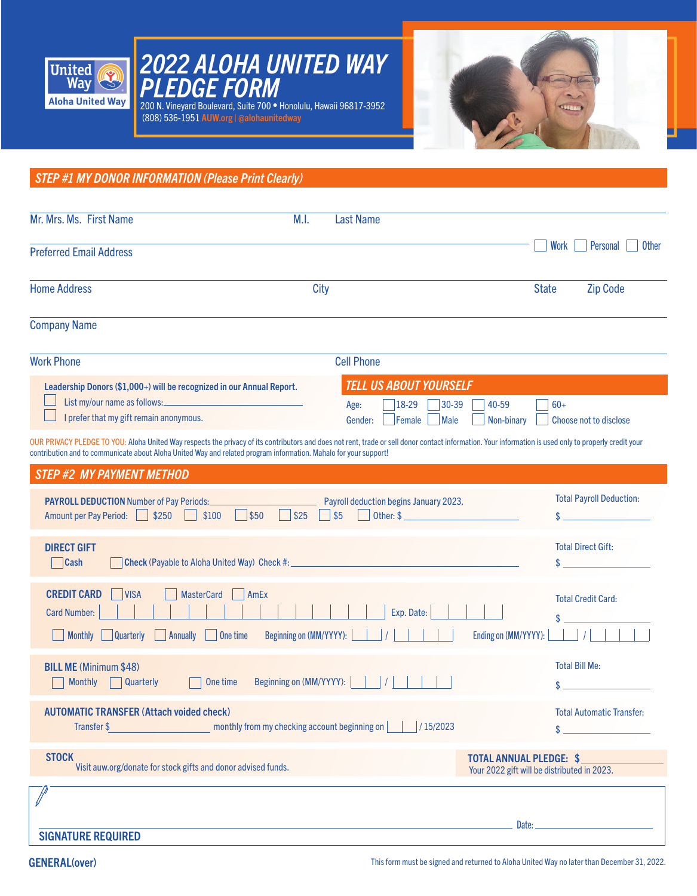United Way
Aloha United Way

# 2022 ALOHA UNITED WAY PLEDGE FORM

200 N. Vineyard Boulevard, Suite 700 • Honolulu, Hawaii 96817-3952
(808) 536-1951 AUW.org | @alohaunitedway

## STEP #1 MY DONOR INFORMATION (Please Print Clearly)

Mr. Mrs. Ms. First Name ____________ M.I. ____ Last Name ____________

Preferred Email Address ____________ ☐ Work ☐ Personal ☐ Other

Home Address ____________ City ____________ State ____ Zip Code ____

Company Name ____________

Work Phone ____________ Cell Phone ____________

**Leadership Donors ($1,000+) will be recognized in our Annual Report.**

☐ List my/our name as follows: ____________

☐ I prefer that my gift remain anonymous.

### TELL US ABOUT YOURSELF

Age: ☐ 18-29 ☐ 30-39 ☐ 40-59 ☐ 60+

Gender: ☐ Female ☐ Male ☐ Non-binary ☐ Choose not to disclose

OUR PRIVACY PLEDGE TO YOU: Aloha United Way respects the privacy of its contributors and does not rent, trade or sell donor contact information. Your information is used only to properly credit your contribution and to communicate about Aloha United Way and related program information. Mahalo for your support!

## STEP #2 MY PAYMENT METHOD

**PAYROLL DEDUCTION** Number of Pay Periods: ____________ Payroll deduction begins January 2023.

Amount per Pay Period: ☐ $250 ☐ $100 ☐ $50 ☐ $25 ☐ $5 ☐ Other: $ ____________

Total Payroll Deduction: $ ____________

**DIRECT GIFT**

☐ **Cash** ☐ **Check** (Payable to Aloha United Way) Check #: ____________

Total Direct Gift: $ ____________

**CREDIT CARD** ☐ VISA ☐ MasterCard ☐ AmEx

Card Number: ____________ Exp. Date: ____________

☐ Monthly ☐ Quarterly ☐ Annually ☐ One time Beginning on (MM/YYYY): __ / ____ Ending on (MM/YYYY): __ / ____

Total Credit Card: $ ____________

**BILL ME** (Minimum $48)

☐ Monthly ☐ Quarterly ☐ One time Beginning on (MM/YYYY): __ / ____

Total Bill Me: $ ____________

**AUTOMATIC TRANSFER** (Attach voided check)

Transfer $ ____________ monthly from my checking account beginning on __ / 15/2023

Total Automatic Transfer: $ ____________

**STOCK**

Visit auw.org/donate for stock gifts and donor advised funds.

**TOTAL ANNUAL PLEDGE: $** ____________

Your 2022 gift will be distributed in 2023.

**SIGNATURE REQUIRED** ____________ Date: ____________

**GENERAL(over)**

This form must be signed and returned to Aloha United Way no later than December 31, 2022.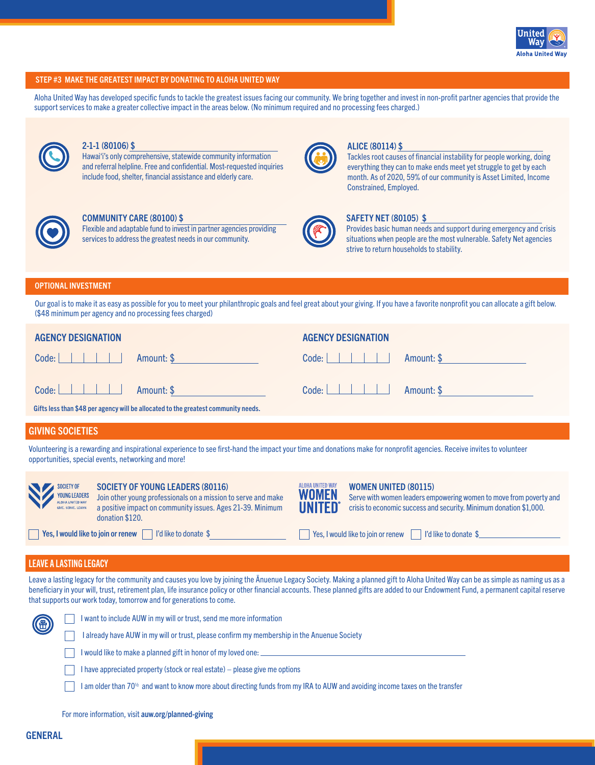## STEP #3 MAKE THE GREATEST IMPACT BY DONATING TO ALOHA UNITED WAY

Aloha United Way has developed specific funds to tackle the greatest issues facing our community. We bring together and invest in non-profit partner agencies that provide the support services to make a greater collective impact in the areas below. (No minimum required and no processing fees charged.)

**2-1-1 (80106) $** ______________________

Hawaiʻi's only comprehensive, statewide community information and referral helpline. Free and confidential. Most-requested inquiries include food, shelter, financial assistance and elderly care.

**ALICE (80114) $** ______________________

Tackles root causes of financial instability for people working, doing everything they can to make ends meet yet struggle to get by each month. As of 2020, 59% of our community is Asset Limited, Income Constrained, Employed.

**COMMUNITY CARE (80100) $** ______________________

Flexible and adaptable fund to invest in partner agencies providing services to address the greatest needs in our community.

**SAFETY NET (80105) $** ______________________

Provides basic human needs and support during emergency and crisis situations when people are the most vulnerable. Safety Net agencies strive to return households to stability.

## OPTIONAL INVESTMENT

Our goal is to make it as easy as possible for you to meet your philanthropic goals and feel great about your giving. If you have a favorite nonprofit you can allocate a gift below. ($48 minimum per agency and no processing fees charged)

| AGENCY DESIGNATION | | AGENCY DESIGNATION | |
|---|---|---|---|
| Code: | Amount: $ | Code: | Amount: $ |
| Code: | Amount: $ | Code: | Amount: $ |

**Gifts less than $48 per agency will be allocated to the greatest community needs.**

## GIVING SOCIETIES

Volunteering is a rewarding and inspirational experience to see first-hand the impact your time and donations make for nonprofit agencies. Receive invites to volunteer opportunities, special events, networking and more!

**SOCIETY OF YOUNG LEADERS (80116)**

Join other young professionals on a mission to serve and make a positive impact on community issues. Ages 21-39. Minimum donation $120.

- [ ] **Yes, I would like to join or renew**
- [ ] I'd like to donate $ ______________________

**WOMEN UNITED (80115)**

Serve with women leaders empowering women to move from poverty and crisis to economic success and security. Minimum donation $1,000.

- [ ] Yes, I would like to join or renew
- [ ] I'd like to donate $ ______________________

## LEAVE A LASTING LEGACY

Leave a lasting legacy for the community and causes you love by joining the Ānuenue Legacy Society. Making a planned gift to Aloha United Way can be as simple as naming us as a beneficiary in your will, trust, retirement plan, life insurance policy or other financial accounts. These planned gifts are added to our Endowment Fund, a permanent capital reserve that supports our work today, tomorrow and for generations to come.

- [ ] I want to include AUW in my will or trust, send me more information
- [ ] I already have AUW in my will or trust, please confirm my membership in the Anuenue Society
- [ ] I would like to make a planned gift in honor of my loved one: ______________________
- [ ] I have appreciated property (stock or real estate) – please give me options
- [ ] I am older than 70½ and want to know more about directing funds from my IRA to AUW and avoiding income taxes on the transfer

For more information, visit **auw.org/planned-giving**

**GENERAL**